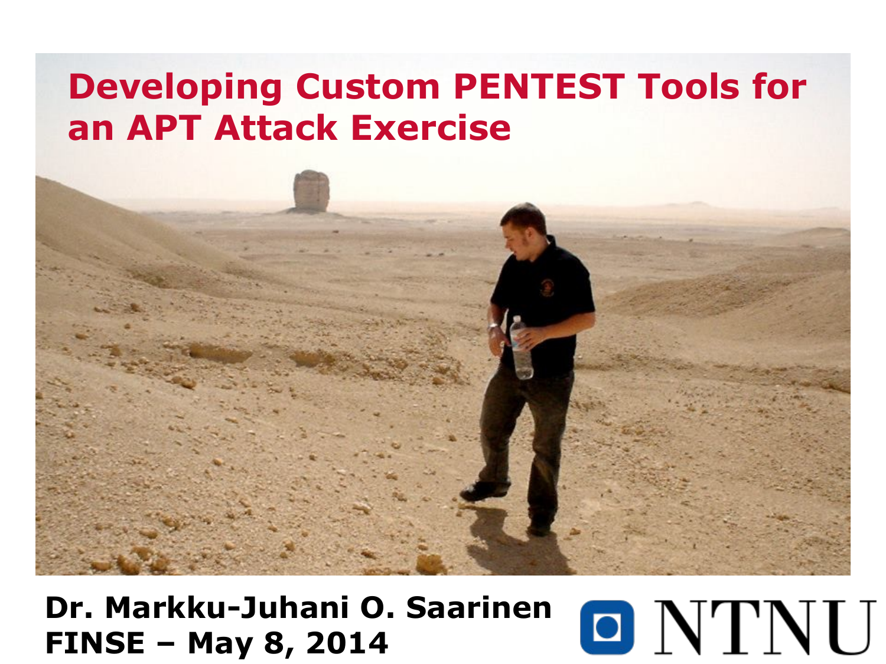# Developing Custom PENTEST Tools for an APT Attack Exercise

**Dr. Markku-Juhani O. Saarinen**
**FINSE – May 8, 2014**

NTNU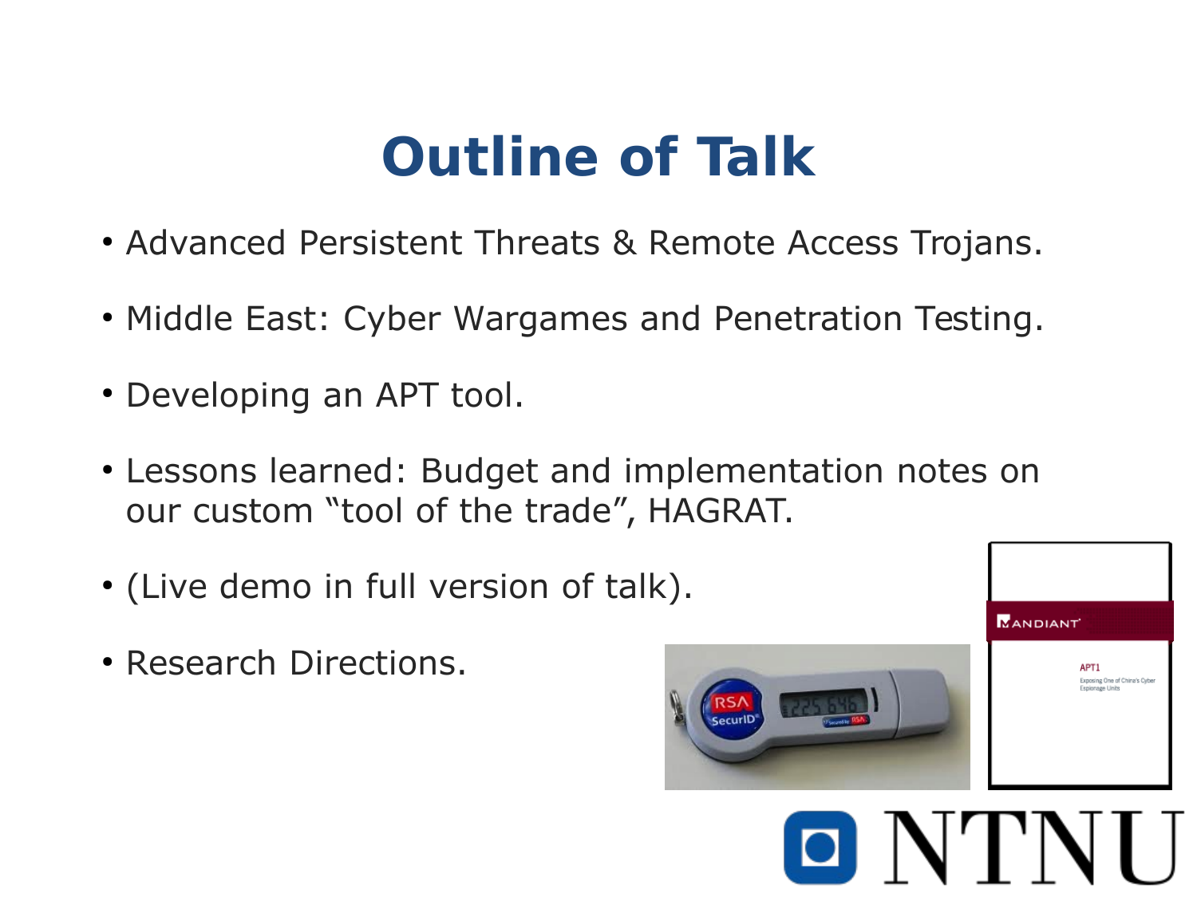# Outline of Talk

- Advanced Persistent Threats & Remote Access Trojans.
- Middle East: Cyber Wargames and Penetration Testing.
- Developing an APT tool.
- Lessons learned: Budget and implementation notes on our custom "tool of the trade", HAGRAT.
- (Live demo in full version of talk).
- Research Directions.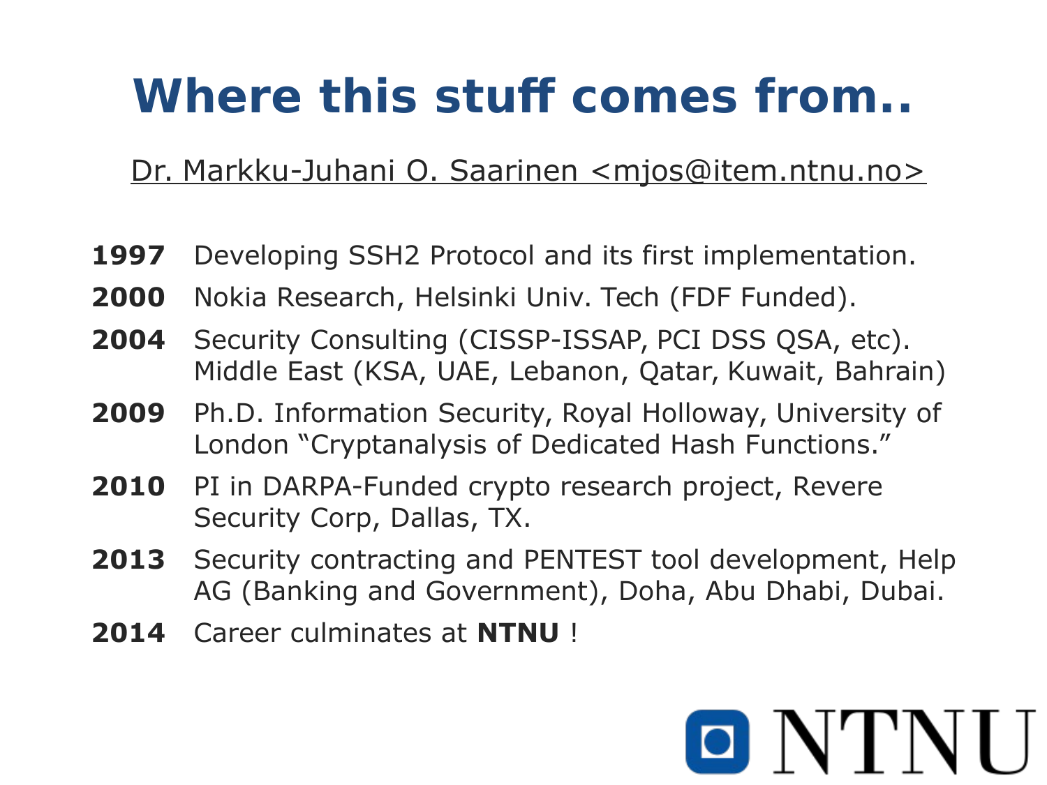# Where this stuff comes from..

Dr. Markku-Juhani O. Saarinen <mjos@item.ntnu.no>

**1997** Developing SSH2 Protocol and its first implementation.

**2000** Nokia Research, Helsinki Univ. Tech (FDF Funded).

**2004** Security Consulting (CISSP-ISSAP, PCI DSS QSA, etc). Middle East (KSA, UAE, Lebanon, Qatar, Kuwait, Bahrain)

**2009** Ph.D. Information Security, Royal Holloway, University of London "Cryptanalysis of Dedicated Hash Functions."

**2010** PI in DARPA-Funded crypto research project, Revere Security Corp, Dallas, TX.

**2013** Security contracting and PENTEST tool development, Help AG (Banking and Government), Doha, Abu Dhabi, Dubai.

**2014** Career culminates at **NTNU** !

NTNU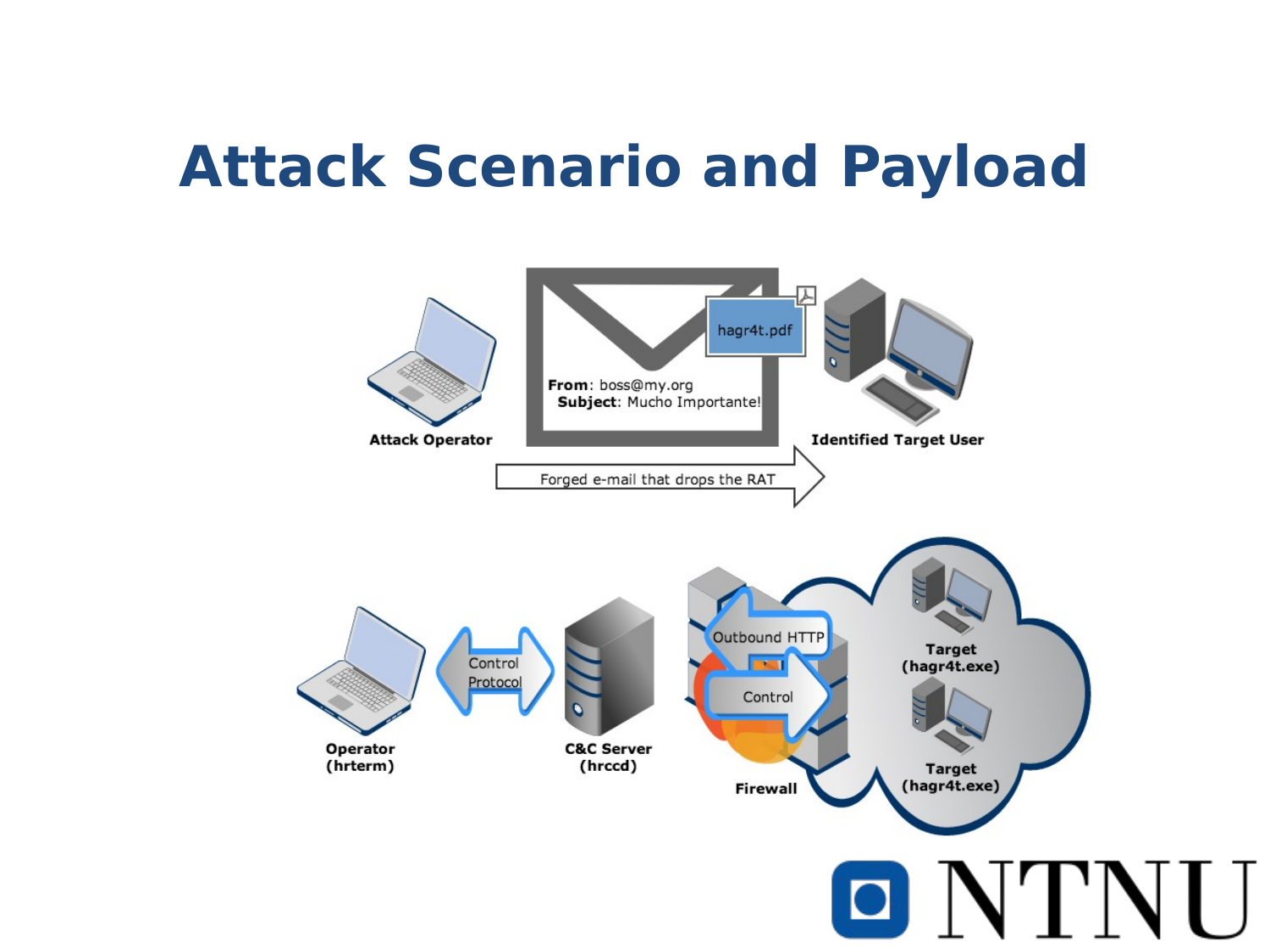# Attack Scenario and Payload

Attack Operator

From: boss@my.org
Subject: Mucho Importante!

hagr4t.pdf

Identified Target User

Forged e-mail that drops the RAT

Operator (hrterm)

Control Protocol

C&C Server (hrccd)

Outbound HTTP

Control

Firewall

Target (hagr4t.exe)

Target (hagr4t.exe)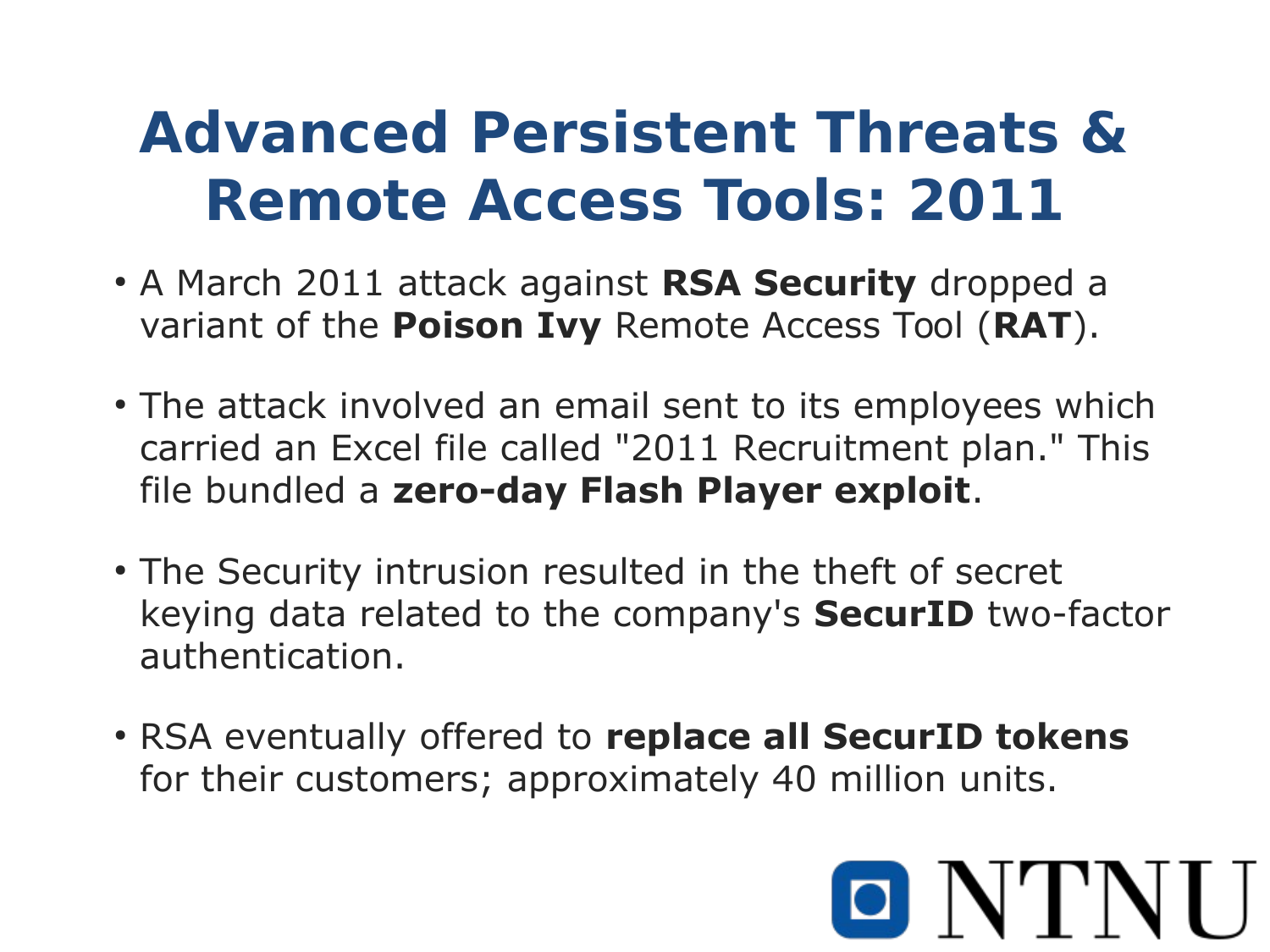# Advanced Persistent Threats & Remote Access Tools: 2011

- A March 2011 attack against **RSA Security** dropped a variant of the **Poison Ivy** Remote Access Tool (**RAT**).
- The attack involved an email sent to its employees which carried an Excel file called "2011 Recruitment plan." This file bundled a **zero-day Flash Player exploit**.
- The Security intrusion resulted in the theft of secret keying data related to the company's **SecurID** two-factor authentication.
- RSA eventually offered to **replace all SecurID tokens** for their customers; approximately 40 million units.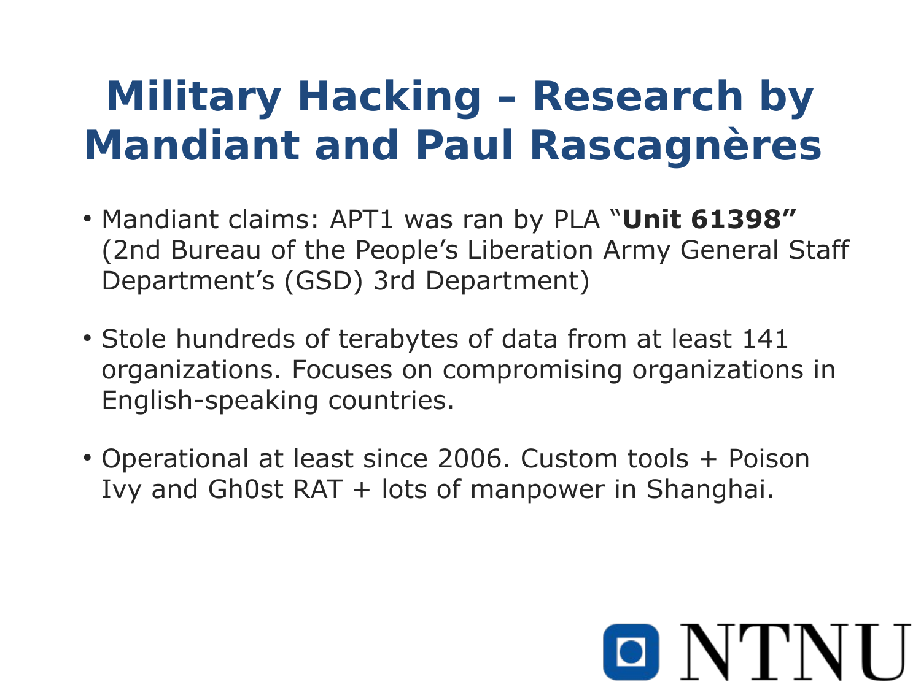# Military Hacking – Research by Mandiant and Paul Rascagnères

- Mandiant claims: APT1 was ran by PLA "**Unit 61398"** (2nd Bureau of the People's Liberation Army General Staff Department's (GSD) 3rd Department)

- Stole hundreds of terabytes of data from at least 141 organizations. Focuses on compromising organizations in English-speaking countries.

- Operational at least since 2006. Custom tools + Poison Ivy and Gh0st RAT + lots of manpower in Shanghai.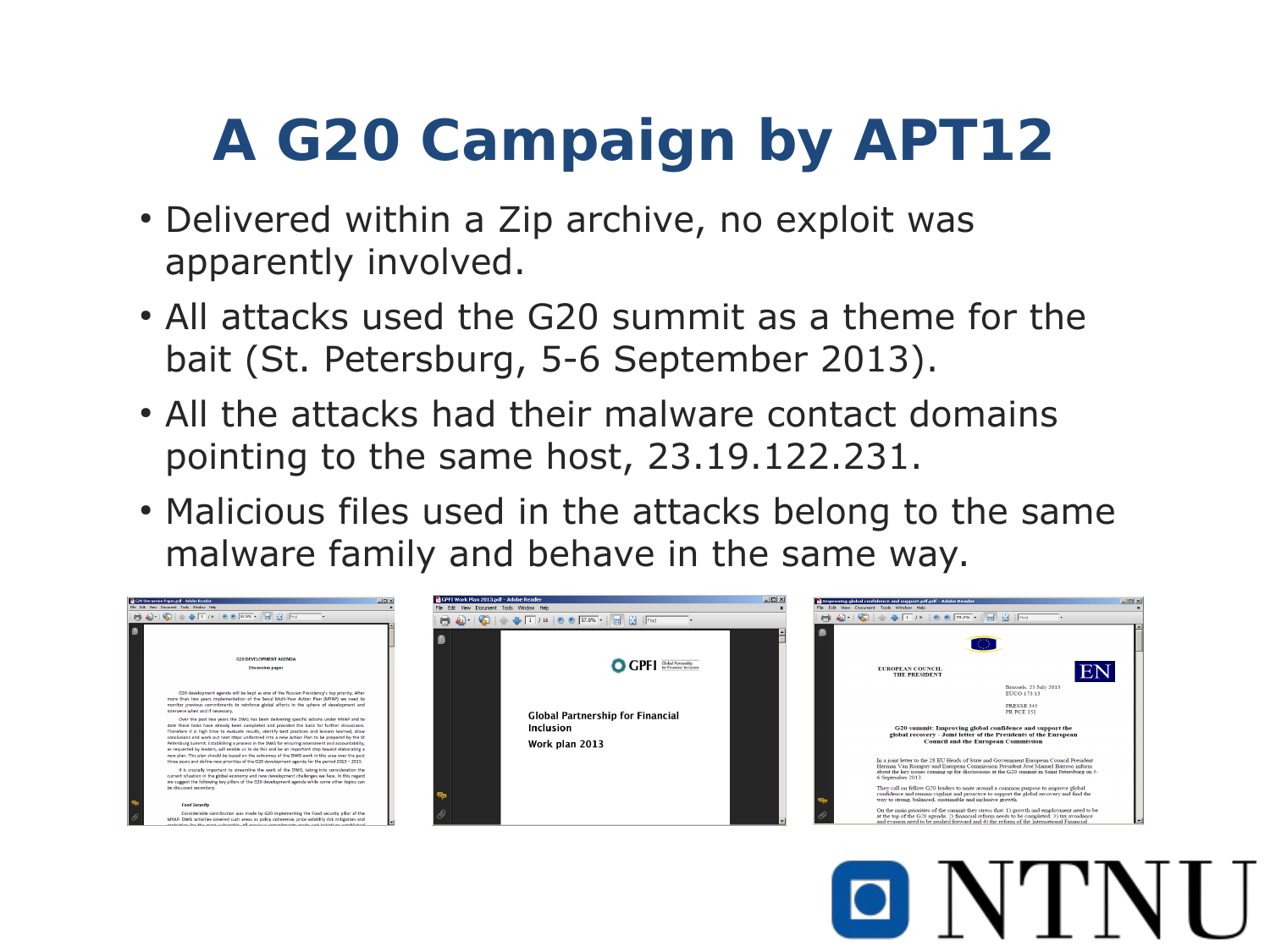# A G20 Campaign by APT12

- Delivered within a Zip archive, no exploit was apparently involved.
- All attacks used the G20 summit as a theme for the bait (St. Petersburg, 5-6 September 2013).
- All the attacks had their malware contact domains pointing to the same host, 23.19.122.231.
- Malicious files used in the attacks belong to the same malware family and behave in the same way.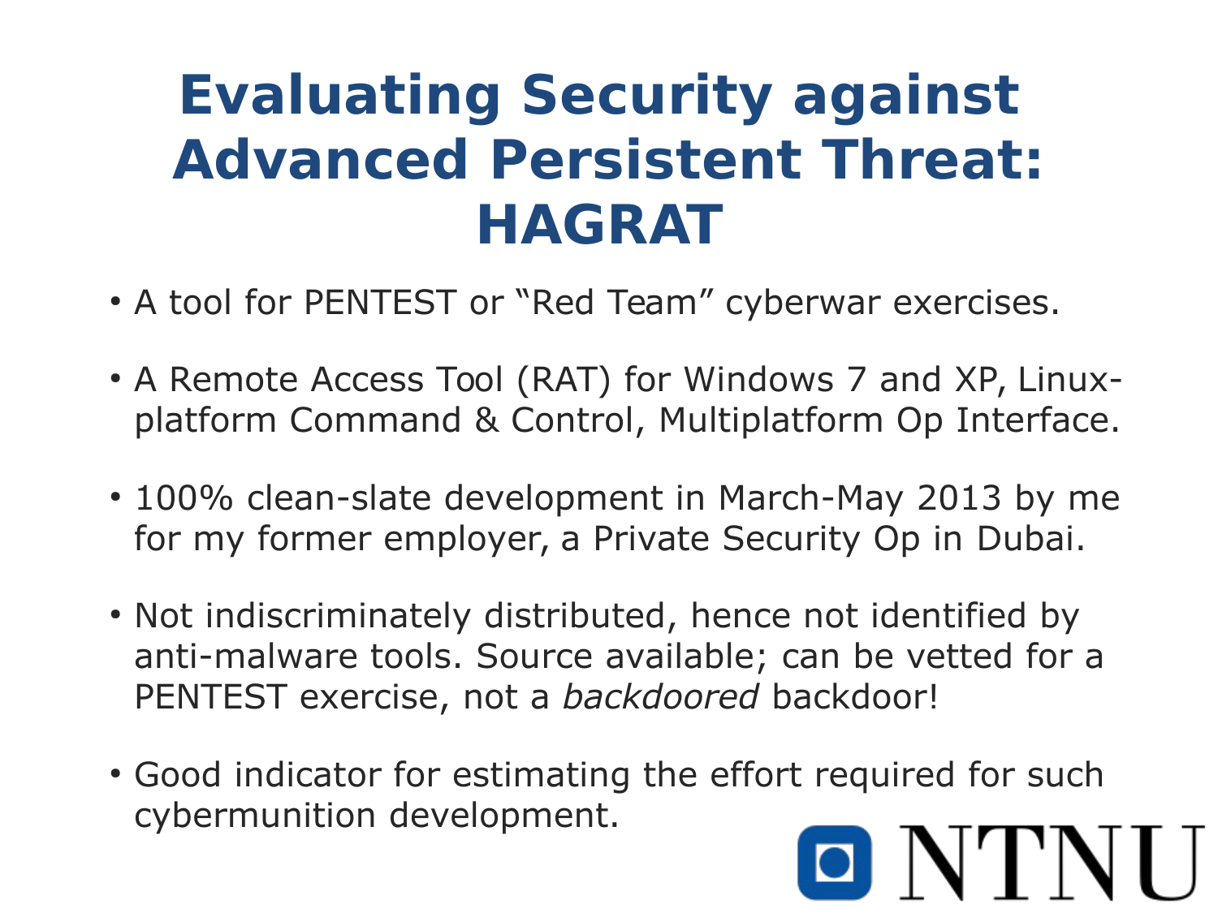# Evaluating Security against Advanced Persistent Threat: HAGRAT

- A tool for PENTEST or "Red Team" cyberwar exercises.
- A Remote Access Tool (RAT) for Windows 7 and XP, Linux-platform Command & Control, Multiplatform Op Interface.
- 100% clean-slate development in March-May 2013 by me for my former employer, a Private Security Op in Dubai.
- Not indiscriminately distributed, hence not identified by anti-malware tools. Source available; can be vetted for a PENTEST exercise, not a *backdoored* backdoor!
- Good indicator for estimating the effort required for such cybermunition development.

NTNU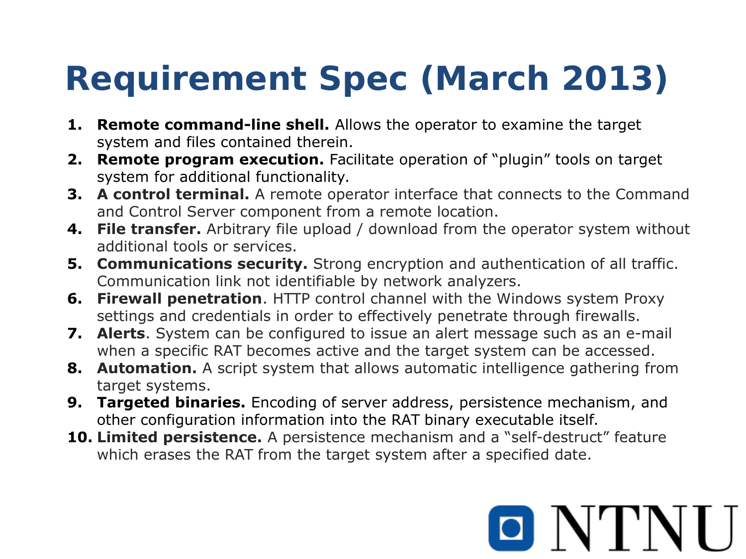# Requirement Spec (March 2013)

1. **Remote command-line shell.** Allows the operator to examine the target system and files contained therein.
2. **Remote program execution.** Facilitate operation of "plugin" tools on target system for additional functionality.
3. **A control terminal.** A remote operator interface that connects to the Command and Control Server component from a remote location.
4. **File transfer.** Arbitrary file upload / download from the operator system without additional tools or services.
5. **Communications security.** Strong encryption and authentication of all traffic. Communication link not identifiable by network analyzers.
6. **Firewall penetration**. HTTP control channel with the Windows system Proxy settings and credentials in order to effectively penetrate through firewalls.
7. **Alerts**. System can be configured to issue an alert message such as an e-mail when a specific RAT becomes active and the target system can be accessed.
8. **Automation.** A script system that allows automatic intelligence gathering from target systems.
9. **Targeted binaries.** Encoding of server address, persistence mechanism, and other configuration information into the RAT binary executable itself.
10. **Limited persistence.** A persistence mechanism and a "self-destruct" feature which erases the RAT from the target system after a specified date.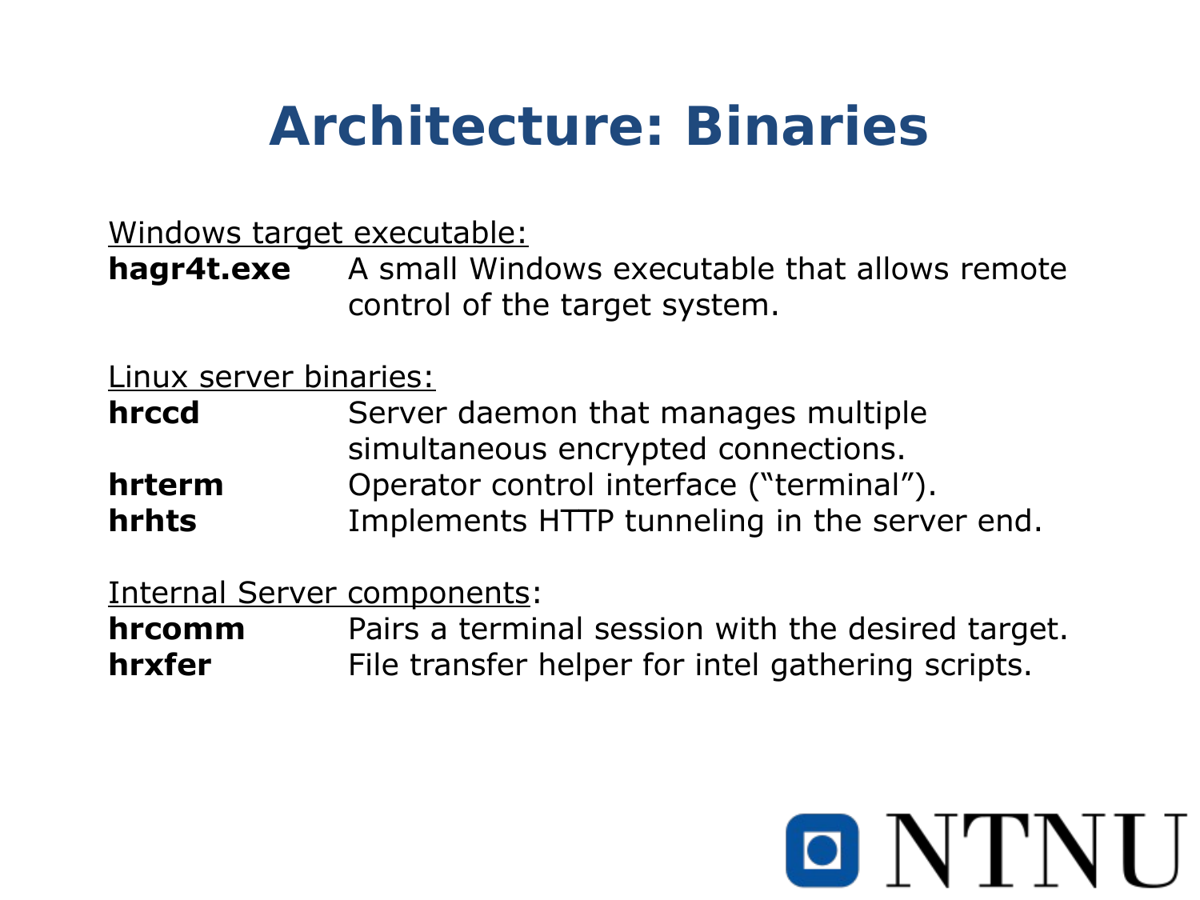# Architecture: Binaries

Windows target executable:

**hagr4t.exe** A small Windows executable that allows remote control of the target system.

Linux server binaries:

**hrccd** Server daemon that manages multiple simultaneous encrypted connections.

**hrterm** Operator control interface (“terminal”).

**hrhts** Implements HTTP tunneling in the server end.

Internal Server components:

**hrcomm** Pairs a terminal session with the desired target.

**hrxfer** File transfer helper for intel gathering scripts.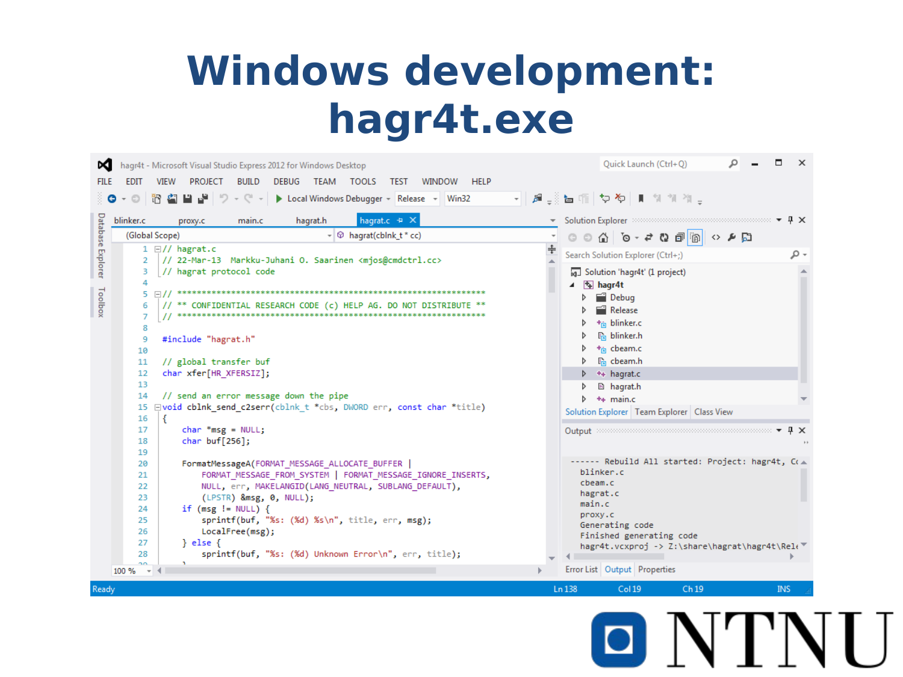# Windows development: hagr4t.exe

hagr4t - Microsoft Visual Studio Express 2012 for Windows Desktop

FILE EDIT VIEW PROJECT BUILD DEBUG TEAM TOOLS TEST WINDOW HELP

Local Windows Debugger · Release · Win32

blinker.c · proxy.c · main.c · hagrat.h · hagrat.c

(Global Scope) · hagrat(cblnk_t * cc)

```c
// hagrat.c
// 22-Mar-13  Markku-Juhani O. Saarinen <mjos@cmdctrl.cc>
// hagrat protocol code

// *************************************************************
// ** CONFIDENTIAL RESEARCH CODE (c) HELP AG. DO NOT DISTRIBUTE **
// *************************************************************

#include "hagrat.h"

// global transfer buf
char xfer[HR_XFERSIZ];

// send an error message down the pipe
void cblnk_send_c2serr(cblnk_t *cbs, DWORD err, const char *title)
{
    char *msg = NULL;
    char buf[256];

    FormatMessageA(FORMAT_MESSAGE_ALLOCATE_BUFFER |
        FORMAT_MESSAGE_FROM_SYSTEM | FORMAT_MESSAGE_IGNORE_INSERTS,
        NULL, err, MAKELANGID(LANG_NEUTRAL, SUBLANG_DEFAULT),
        (LPSTR) &msg, 0, NULL);
    if (msg != NULL) {
        sprintf(buf, "%s: (%d) %s\n", title, err, msg);
        LocalFree(msg);
    } else {
        sprintf(buf, "%s: (%d) Unknown Error\n", err, title);
```

Solution Explorer

Solution 'hagr4t' (1 project)
- hagr4t
  - Debug
  - Release
  - blinker.c
  - blinker.h
  - cbeam.c
  - cbeam.h
  - hagrat.c
  - hagrat.h
  - main.c

Output

```
------ Rebuild All started: Project: hagr4t, C
  blinker.c
  cbeam.c
  hagrat.c
  main.c
  proxy.c
  Generating code
  Finished generating code
  hagr4t.vcxproj -> Z:\share\hagrat\hagr4t\Rel
```

Ready · Ln 138 · Col 19 · Ch 19 · INS

NTNU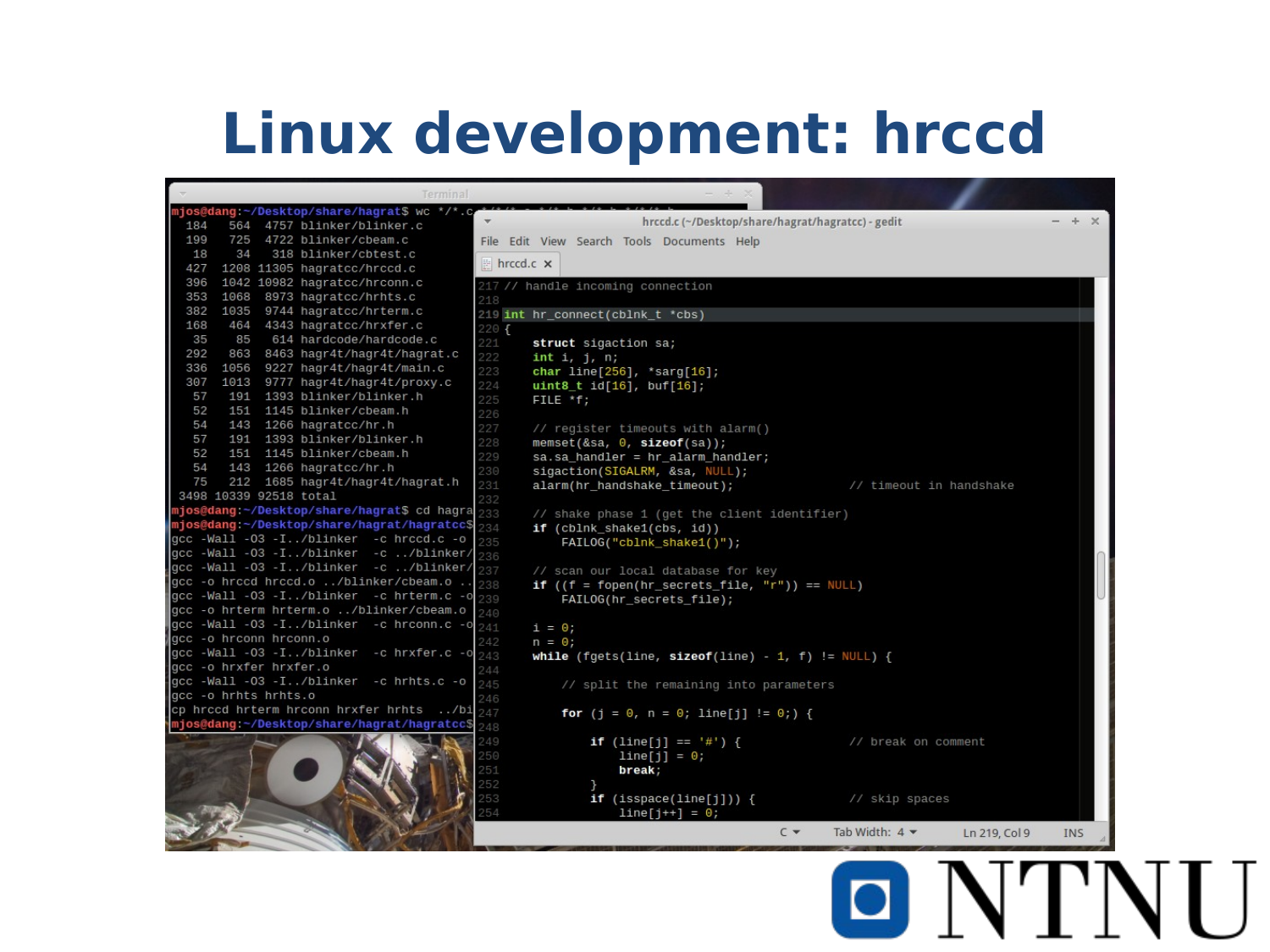# Linux development: hrccd

```
mjos@dang:~/Desktop/share/hagrat$ wc */*.c
  184   564  4757 blinker/blinker.c
  199   725  4722 blinker/cbeam.c
   18    34   318 blinker/cbtest.c
  427  1208 11305 hagratcc/hrccd.c
  396  1042 10982 hagratcc/hrconn.c
  353  1068  8973 hagratcc/hrhts.c
  382  1035  9744 hagratcc/hrterm.c
  168   464  4343 hagratcc/hrxfer.c
   35    85   614 hardcode/hardcode.c
  292   863  8463 hagr4t/hagr4t/hagrat.c
  336  1056  9227 hagr4t/hagr4t/main.c
  307  1013  9777 hagr4t/hagr4t/proxy.c
   57   191  1393 blinker/blinker.h
   52   151  1145 blinker/cbeam.h
   54   143  1266 hagratcc/hr.h
   57   191  1393 blinker/blinker.h
   52   151  1145 blinker/cbeam.h
   54   143  1266 hagratcc/hr.h
   75   212  1685 hagr4t/hagr4t/hagrat.h
 3498 10339 92518 total
mjos@dang:~/Desktop/share/hagrat$ cd hagra
mjos@dang:~/Desktop/share/hagrat/hagratcc$
gcc -Wall -O3 -I../blinker  -c hrccd.c -o
gcc -Wall -O3 -I../blinker  -c ../blinker/
gcc -Wall -O3 -I../blinker  -c ../blinker/
gcc -o hrccd hrccd.o ../blinker/cbeam.o ..
gcc -Wall -O3 -I../blinker  -c hrterm.c -o
gcc -o hrterm hrterm.o ../blinker/cbeam.o
gcc -Wall -O3 -I../blinker  -c hrconn.c -o
gcc -o hrconn hrconn.o
gcc -Wall -O3 -I../blinker  -c hrxfer.c -o
gcc -o hrxfer hrxfer.o
gcc -Wall -O3 -I../blinker  -c hrhts.c -o
gcc -o hrhts hrhts.o
cp hrccd hrterm hrconn hrxfer hrhts  ../bi
mjos@dang:~/Desktop/share/hagrat/hagratcc$
```

```c
217 // handle incoming connection
218
219 int hr_connect(cblnk_t *cbs)
220 {
221     struct sigaction sa;
222     int i, j, n;
223     char line[256], *sarg[16];
224     uint8_t id[16], buf[16];
225     FILE *f;
226
227     // register timeouts with alarm()
228     memset(&sa, 0, sizeof(sa));
229     sa.sa_handler = hr_alarm_handler;
230     sigaction(SIGALRM, &sa, NULL);
231     alarm(hr_handshake_timeout);                // timeout in handshake
232
233     // shake phase 1 (get the client identifier)
234     if (cblnk_shake1(cbs, id))
235         FAILOG("cblnk_shake1()");
236
237     // scan our local database for key
238     if ((f = fopen(hr_secrets_file, "r")) == NULL)
239         FAILOG(hr_secrets_file);
240
241     i = 0;
242     n = 0;
243     while (fgets(line, sizeof(line) - 1, f) != NULL) {
244
245         // split the remaining into parameters
246
247         for (j = 0, n = 0; line[j] != 0;) {
248
249             if (line[j] == '#') {                // break on comment
250                 line[j] = 0;
251                 break;
252             }
253             if (isspace(line[j])) {              // skip spaces
254                 line[j++] = 0;
```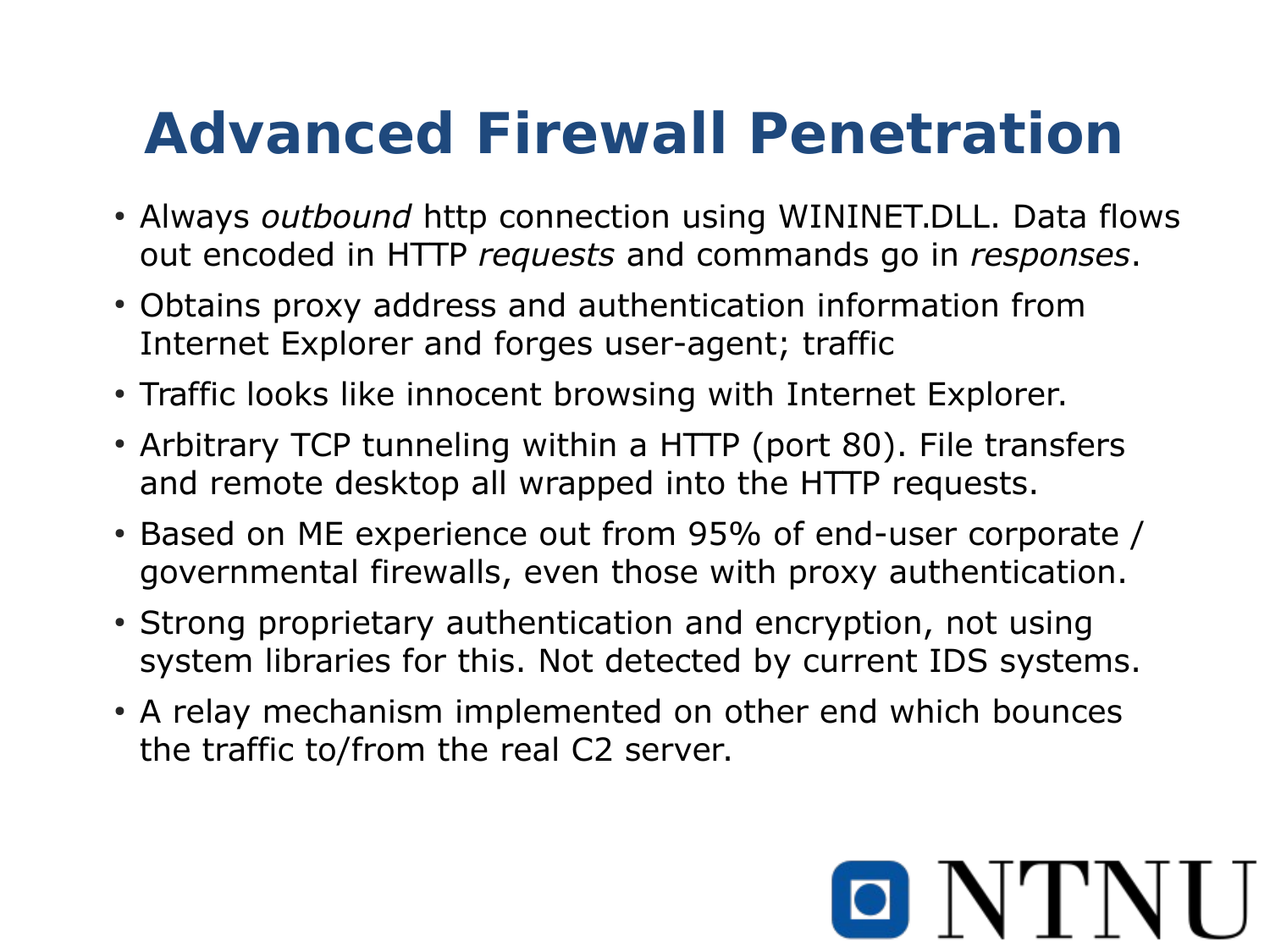# Advanced Firewall Penetration

- Always *outbound* http connection using WININET.DLL. Data flows out encoded in HTTP *requests* and commands go in *responses*.
- Obtains proxy address and authentication information from Internet Explorer and forges user-agent; traffic
- Traffic looks like innocent browsing with Internet Explorer.
- Arbitrary TCP tunneling within a HTTP (port 80). File transfers and remote desktop all wrapped into the HTTP requests.
- Based on ME experience out from 95% of end-user corporate / governmental firewalls, even those with proxy authentication.
- Strong proprietary authentication and encryption, not using system libraries for this. Not detected by current IDS systems.
- A relay mechanism implemented on other end which bounces the traffic to/from the real C2 server.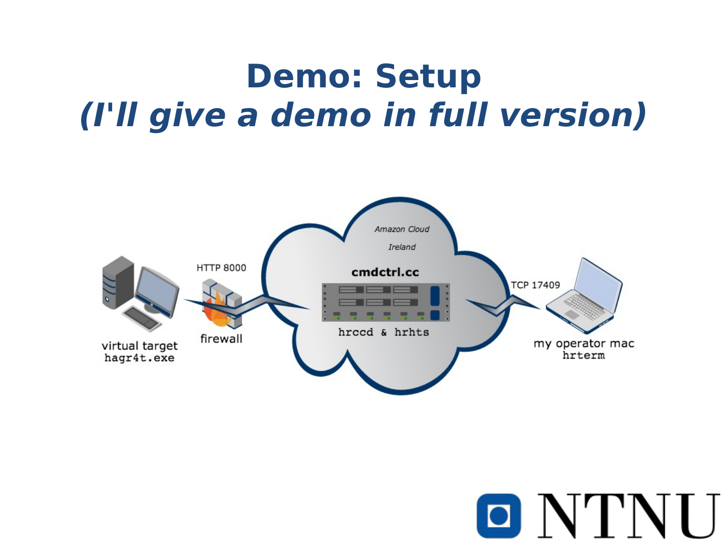# Demo: Setup
## *(I'll give a demo in full version)*

Amazon Cloud

Ireland

cmdctrl.cc

hrccd & hrhts

HTTP 8000

firewall

virtual target
hagr4t.exe

TCP 17409

my operator mac
hrterm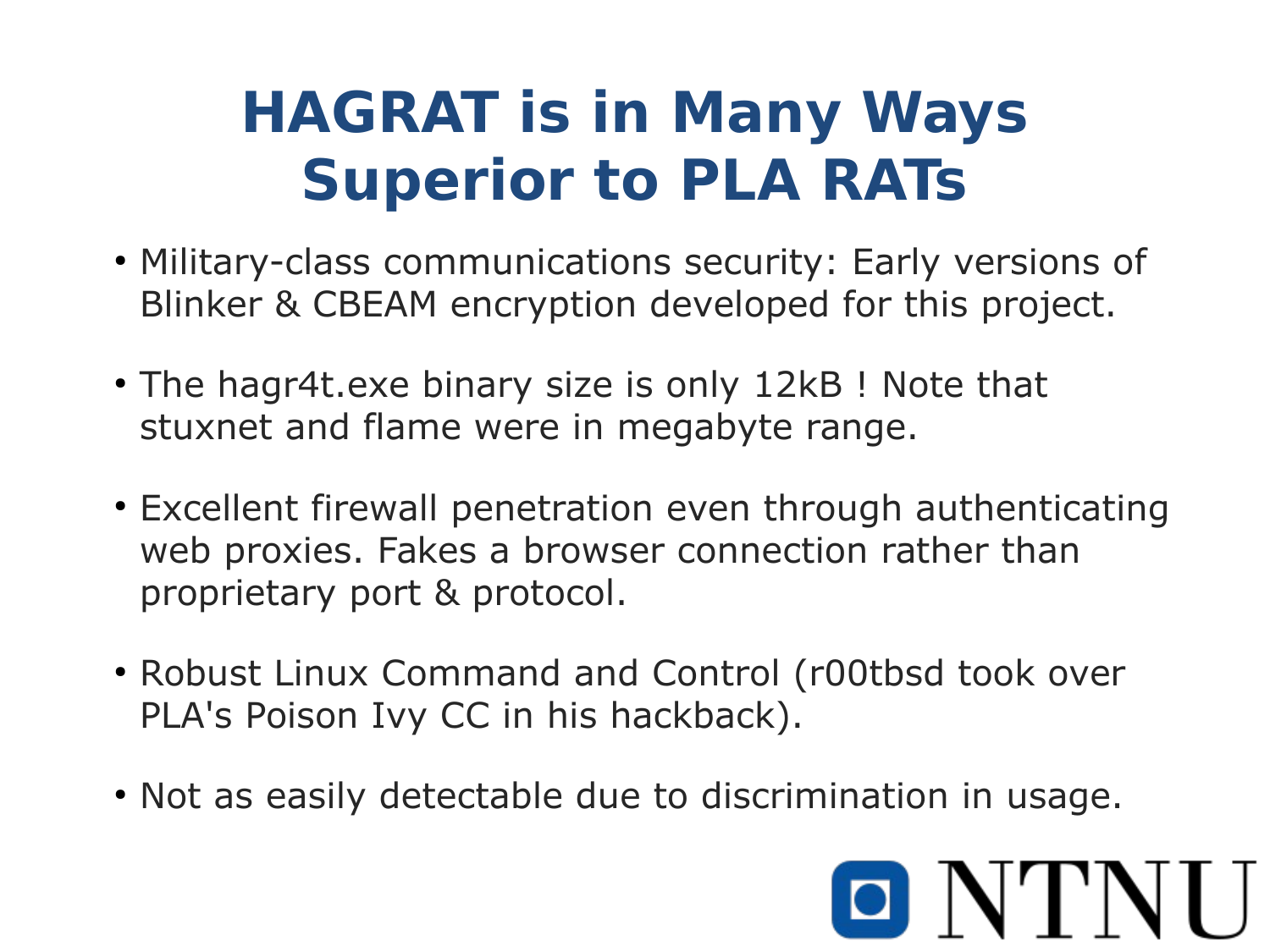# HAGRAT is in Many Ways Superior to PLA RATs

- Military-class communications security: Early versions of Blinker & CBEAM encryption developed for this project.
- The hagr4t.exe binary size is only 12kB ! Note that stuxnet and flame were in megabyte range.
- Excellent firewall penetration even through authenticating web proxies. Fakes a browser connection rather than proprietary port & protocol.
- Robust Linux Command and Control (r00tbsd took over PLA's Poison Ivy CC in his hackback).
- Not as easily detectable due to discrimination in usage.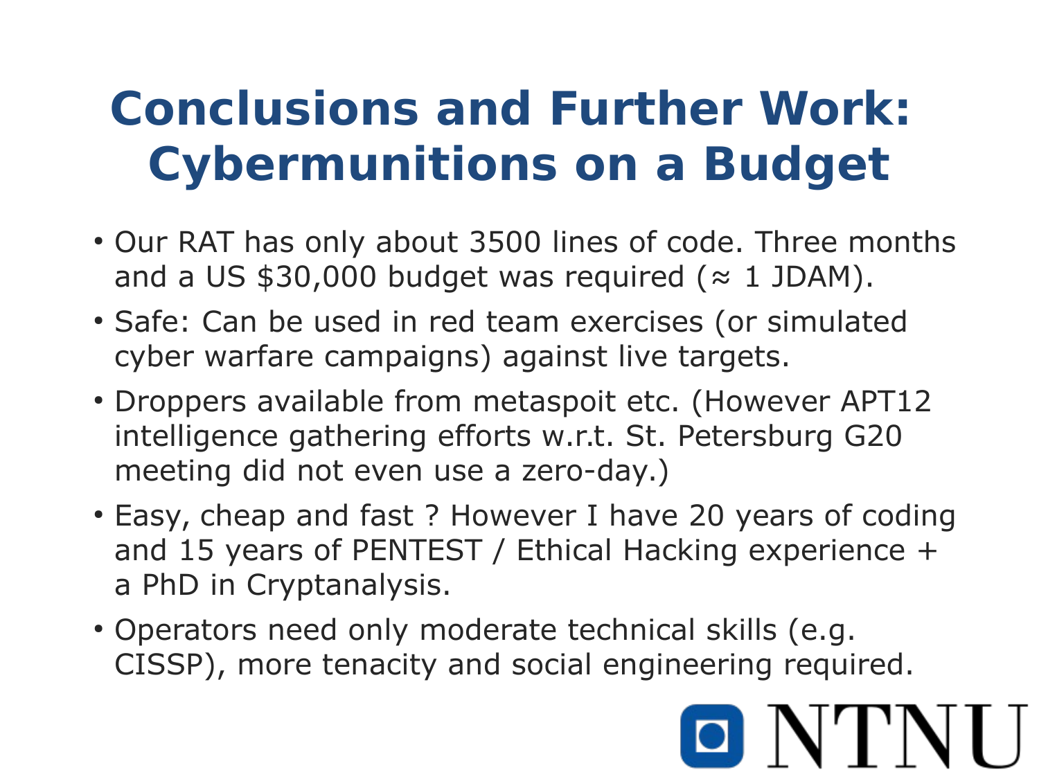# Conclusions and Further Work: Cybermunitions on a Budget

- Our RAT has only about 3500 lines of code. Three months and a US $30,000 budget was required (≈ 1 JDAM).
- Safe: Can be used in red team exercises (or simulated cyber warfare campaigns) against live targets.
- Droppers available from metaspoit etc. (However APT12 intelligence gathering efforts w.r.t. St. Petersburg G20 meeting did not even use a zero-day.)
- Easy, cheap and fast ? However I have 20 years of coding and 15 years of PENTEST / Ethical Hacking experience + a PhD in Cryptanalysis.
- Operators need only moderate technical skills (e.g. CISSP), more tenacity and social engineering required.

NTNU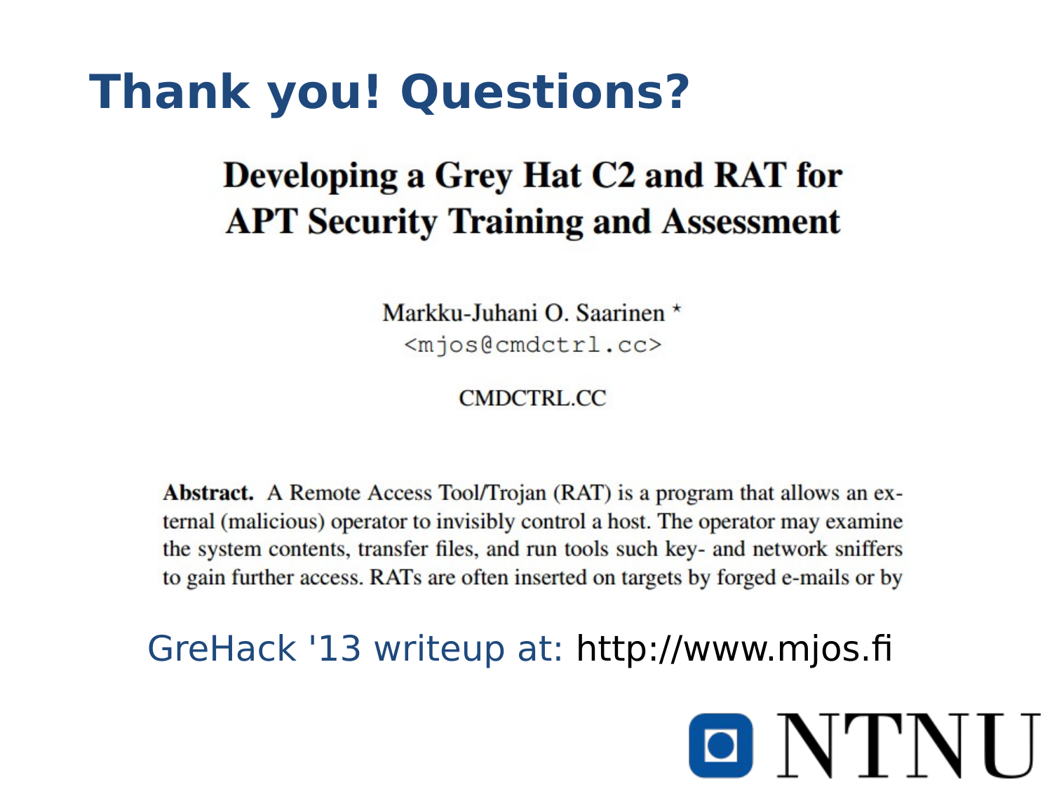# Thank you! Questions?

**Developing a Grey Hat C2 and RAT for APT Security Training and Assessment**

Markku-Juhani O. Saarinen *
<mjos@cmdctrl.cc>

CMDCTRL.CC

**Abstract.** A Remote Access Tool/Trojan (RAT) is a program that allows an external (malicious) operator to invisibly control a host. The operator may examine the system contents, transfer files, and run tools such key- and network sniffers to gain further access. RATs are often inserted on targets by forged e-mails or by

GreHack '13 writeup at: http://www.mjos.fi

NTNU